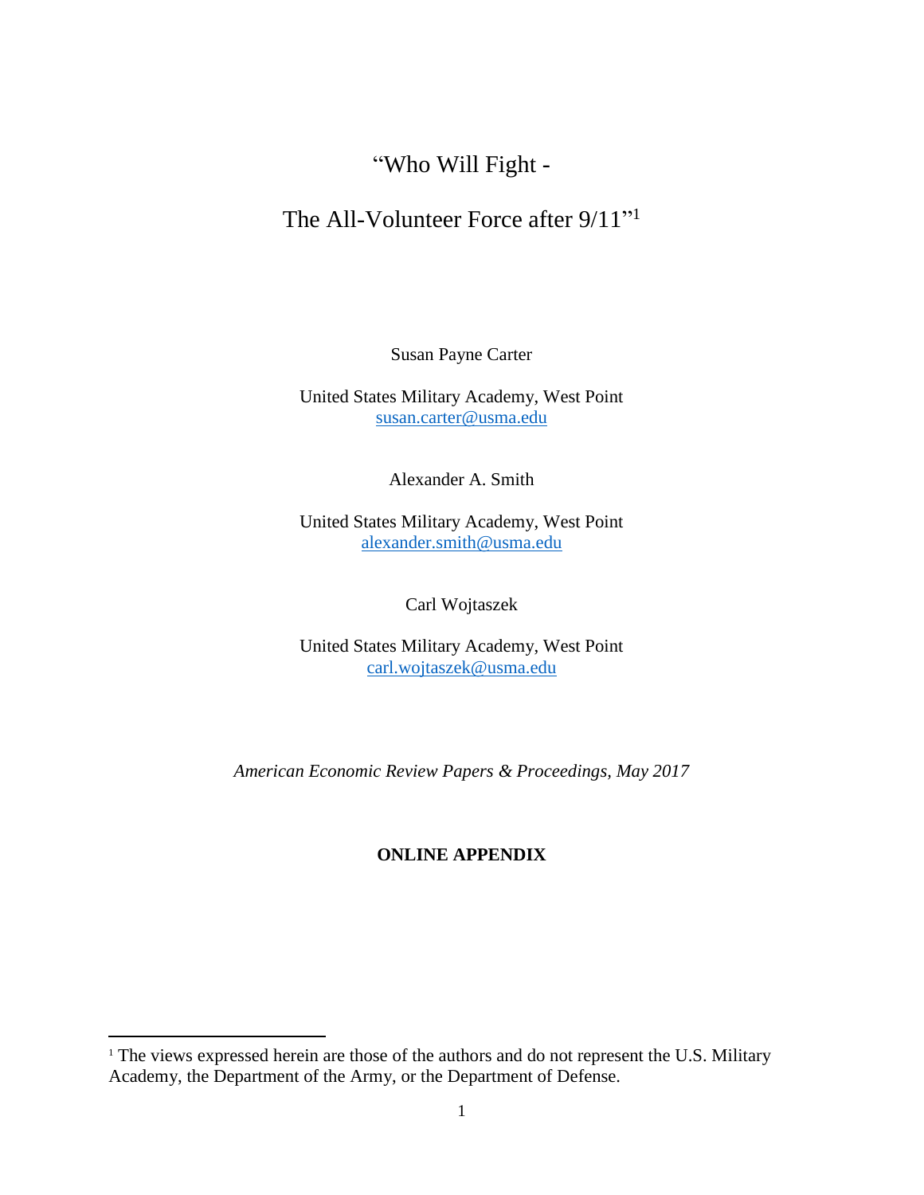# "Who Will Fight -

# The All-Volunteer Force after 9/11"[1]

Susan Payne Carter

United States Military Academy, West Point
susan.carter@usma.edu

Alexander A. Smith

United States Military Academy, West Point
alexander.smith@usma.edu

Carl Wojtaszek

United States Military Academy, West Point
carl.wojtaszek@usma.edu

*American Economic Review Papers & Proceedings, May 2017*

**ONLINE APPENDIX**

[1] The views expressed herein are those of the authors and do not represent the U.S. Military Academy, the Department of the Army, or the Department of Defense.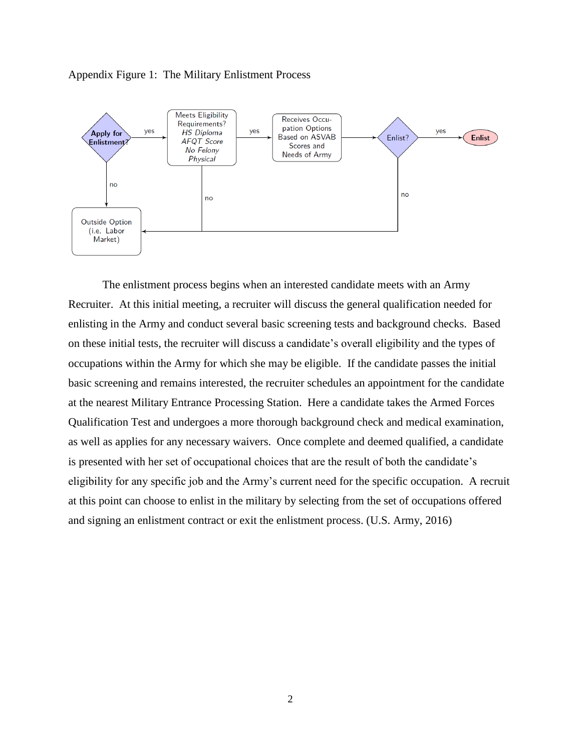Appendix Figure 1: The Military Enlistment Process

The enlistment process begins when an interested candidate meets with an Army Recruiter. At this initial meeting, a recruiter will discuss the general qualification needed for enlisting in the Army and conduct several basic screening tests and background checks. Based on these initial tests, the recruiter will discuss a candidate's overall eligibility and the types of occupations within the Army for which she may be eligible. If the candidate passes the initial basic screening and remains interested, the recruiter schedules an appointment for the candidate at the nearest Military Entrance Processing Station. Here a candidate takes the Armed Forces Qualification Test and undergoes a more thorough background check and medical examination, as well as applies for any necessary waivers. Once complete and deemed qualified, a candidate is presented with her set of occupational choices that are the result of both the candidate's eligibility for any specific job and the Army's current need for the specific occupation. A recruit at this point can choose to enlist in the military by selecting from the set of occupations offered and signing an enlistment contract or exit the enlistment process. (U.S. Army, 2016)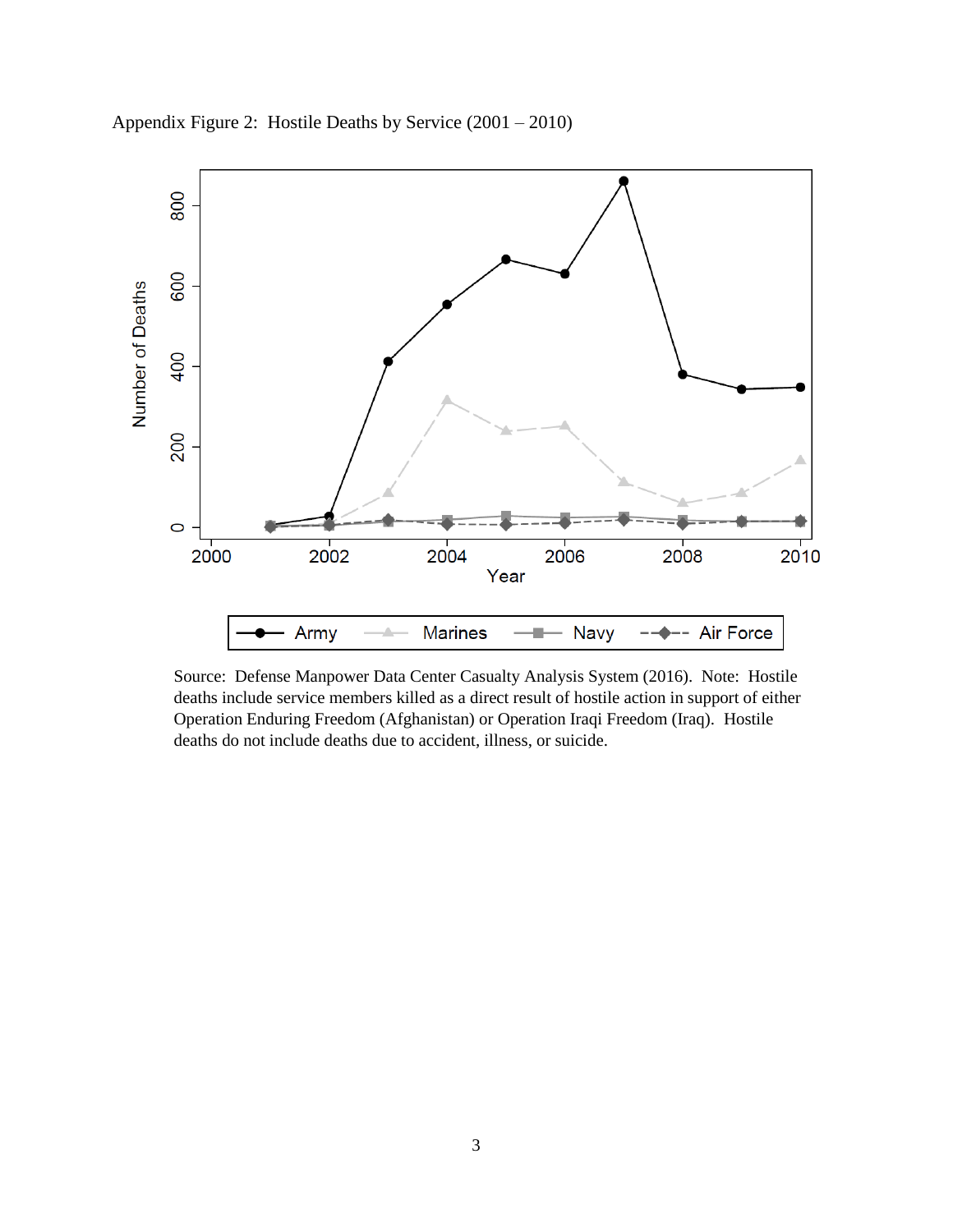Appendix Figure 2: Hostile Deaths by Service (2001 – 2010)

Source: Defense Manpower Data Center Casualty Analysis System (2016). Note: Hostile deaths include service members killed as a direct result of hostile action in support of either Operation Enduring Freedom (Afghanistan) or Operation Iraqi Freedom (Iraq). Hostile deaths do not include deaths due to accident, illness, or suicide.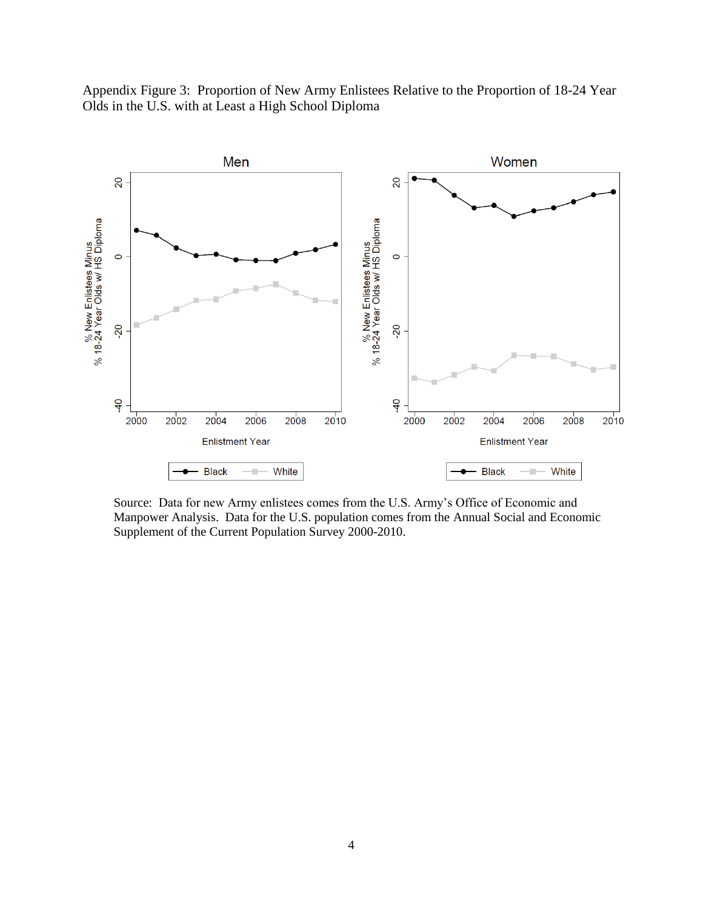Appendix Figure 3: Proportion of New Army Enlistees Relative to the Proportion of 18-24 Year Olds in the U.S. with at Least a High School Diploma

Source: Data for new Army enlistees comes from the U.S. Army's Office of Economic and Manpower Analysis. Data for the U.S. population comes from the Annual Social and Economic Supplement of the Current Population Survey 2000-2010.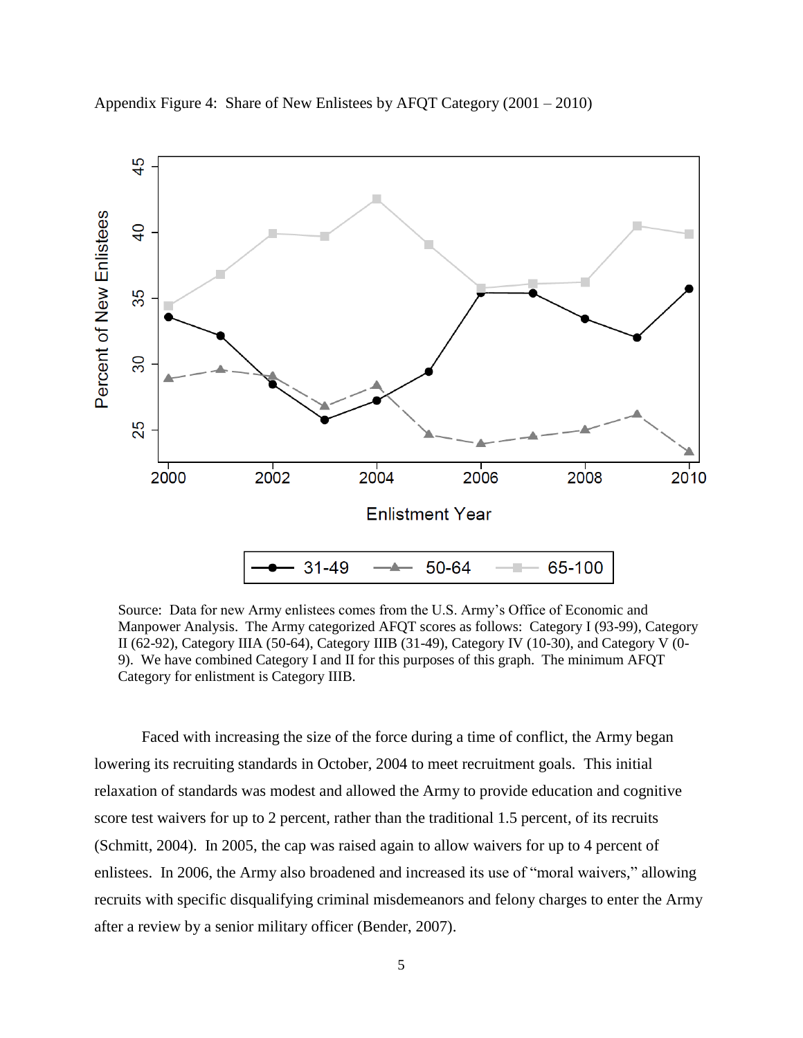Appendix Figure 4: Share of New Enlistees by AFQT Category (2001 – 2010)

Source: Data for new Army enlistees comes from the U.S. Army's Office of Economic and Manpower Analysis. The Army categorized AFQT scores as follows: Category I (93-99), Category II (62-92), Category IIIA (50-64), Category IIIB (31-49), Category IV (10-30), and Category V (0-9). We have combined Category I and II for this purposes of this graph. The minimum AFQT Category for enlistment is Category IIIB.

Faced with increasing the size of the force during a time of conflict, the Army began lowering its recruiting standards in October, 2004 to meet recruitment goals. This initial relaxation of standards was modest and allowed the Army to provide education and cognitive score test waivers for up to 2 percent, rather than the traditional 1.5 percent, of its recruits (Schmitt, 2004). In 2005, the cap was raised again to allow waivers for up to 4 percent of enlistees. In 2006, the Army also broadened and increased its use of "moral waivers," allowing recruits with specific disqualifying criminal misdemeanors and felony charges to enter the Army after a review by a senior military officer (Bender, 2007).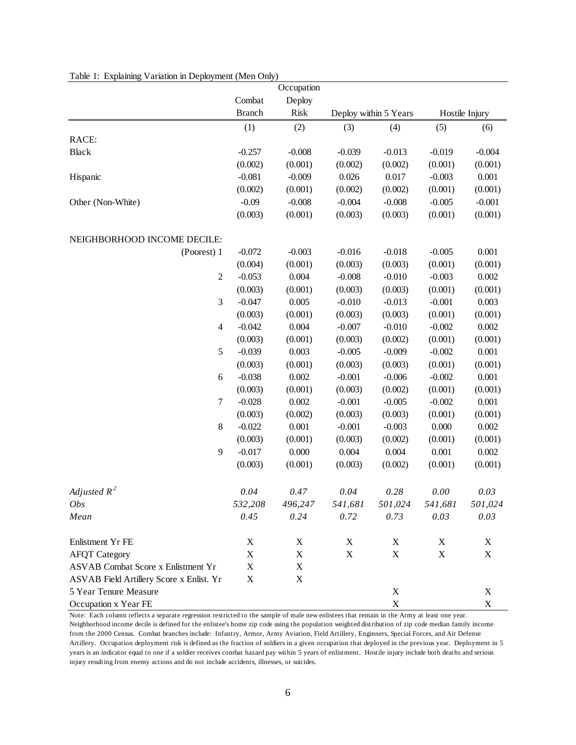Table 1: Explaining Variation in Deployment (Men Only)

| | Combat Branch | Occupation Deploy Risk | Deploy within 5 Years | | Hostile Injury | |
|---|---|---|---|---|---|---|
| | (1) | (2) | (3) | (4) | (5) | (6) |
| RACE: | | | | | | |
| Black | -0.257 | -0.008 | -0.039 | -0.013 | -0.019 | -0.004 |
| | (0.002) | (0.001) | (0.002) | (0.002) | (0.001) | (0.001) |
| Hispanic | -0.081 | -0.009 | 0.026 | 0.017 | -0.003 | 0.001 |
| | (0.002) | (0.001) | (0.002) | (0.002) | (0.001) | (0.001) |
| Other (Non-White) | -0.09 | -0.008 | -0.004 | -0.008 | -0.005 | -0.001 |
| | (0.003) | (0.001) | (0.003) | (0.003) | (0.001) | (0.001) |
| NEIGHBORHOOD INCOME DECILE: | | | | | | |
| (Poorest) 1 | -0.072 | -0.003 | -0.016 | -0.018 | -0.005 | 0.001 |
| | (0.004) | (0.001) | (0.003) | (0.003) | (0.001) | (0.001) |
| 2 | -0.053 | 0.004 | -0.008 | -0.010 | -0.003 | 0.002 |
| | (0.003) | (0.001) | (0.003) | (0.003) | (0.001) | (0.001) |
| 3 | -0.047 | 0.005 | -0.010 | -0.013 | -0.001 | 0.003 |
| | (0.003) | (0.001) | (0.003) | (0.003) | (0.001) | (0.001) |
| 4 | -0.042 | 0.004 | -0.007 | -0.010 | -0.002 | 0.002 |
| | (0.003) | (0.001) | (0.003) | (0.002) | (0.001) | (0.001) |
| 5 | -0.039 | 0.003 | -0.005 | -0.009 | -0.002 | 0.001 |
| | (0.003) | (0.001) | (0.003) | (0.003) | (0.001) | (0.001) |
| 6 | -0.038 | 0.002 | -0.001 | -0.006 | -0.002 | 0.001 |
| | (0.003) | (0.001) | (0.003) | (0.002) | (0.001) | (0.001) |
| 7 | -0.028 | 0.002 | -0.001 | -0.005 | -0.002 | 0.001 |
| | (0.003) | (0.002) | (0.003) | (0.003) | (0.001) | (0.001) |
| 8 | -0.022 | 0.001 | -0.001 | -0.003 | 0.000 | 0.002 |
| | (0.003) | (0.001) | (0.003) | (0.002) | (0.001) | (0.001) |
| 9 | -0.017 | 0.000 | 0.004 | 0.004 | 0.001 | 0.002 |
| | (0.003) | (0.001) | (0.003) | (0.002) | (0.001) | (0.001) |
| *Adjusted $R^2$* | *0.04* | *0.47* | *0.04* | *0.28* | *0.00* | *0.03* |
| *Obs* | *532,208* | *496,247* | *541,681* | *501,024* | *541,681* | *501,024* |
| *Mean* | *0.45* | *0.24* | *0.72* | *0.73* | *0.03* | *0.03* |
| Enlistment Yr FE | X | X | X | X | X | X |
| AFQT Category | X | X | X | X | X | X |
| ASVAB Combat Score x Enlistment Yr | X | X | | | | |
| ASVAB Field Artillery Score x Enlist. Yr | X | X | | | | |
| 5 Year Tenure Measure | | | | X | | X |
| Occupation x Year FE | | | | X | | X |

Note: Each column reflects a separate regression restricted to the sample of male new enlistees that remain in the Army at least one year. Neighborhood income decile is defined for the enlistee's home zip code using the population weighted distribution of zip code median family income from the 2000 Census. Combat branches include: Infantry, Armor, Army Aviation, Field Artillery, Enginners, Special Forces, and Air Defense Artillery. Occupation deployment risk is defined as the fraction of soldiers in a given occupation that deployed in the previous year. Deployment in 5 years is an indicator equal to one if a soldier receives combat hazard pay within 5 years of enlistment. Hostile injury include both deaths and serious injury resulting from enemy actions and do not include accidents, illnesses, or suicides.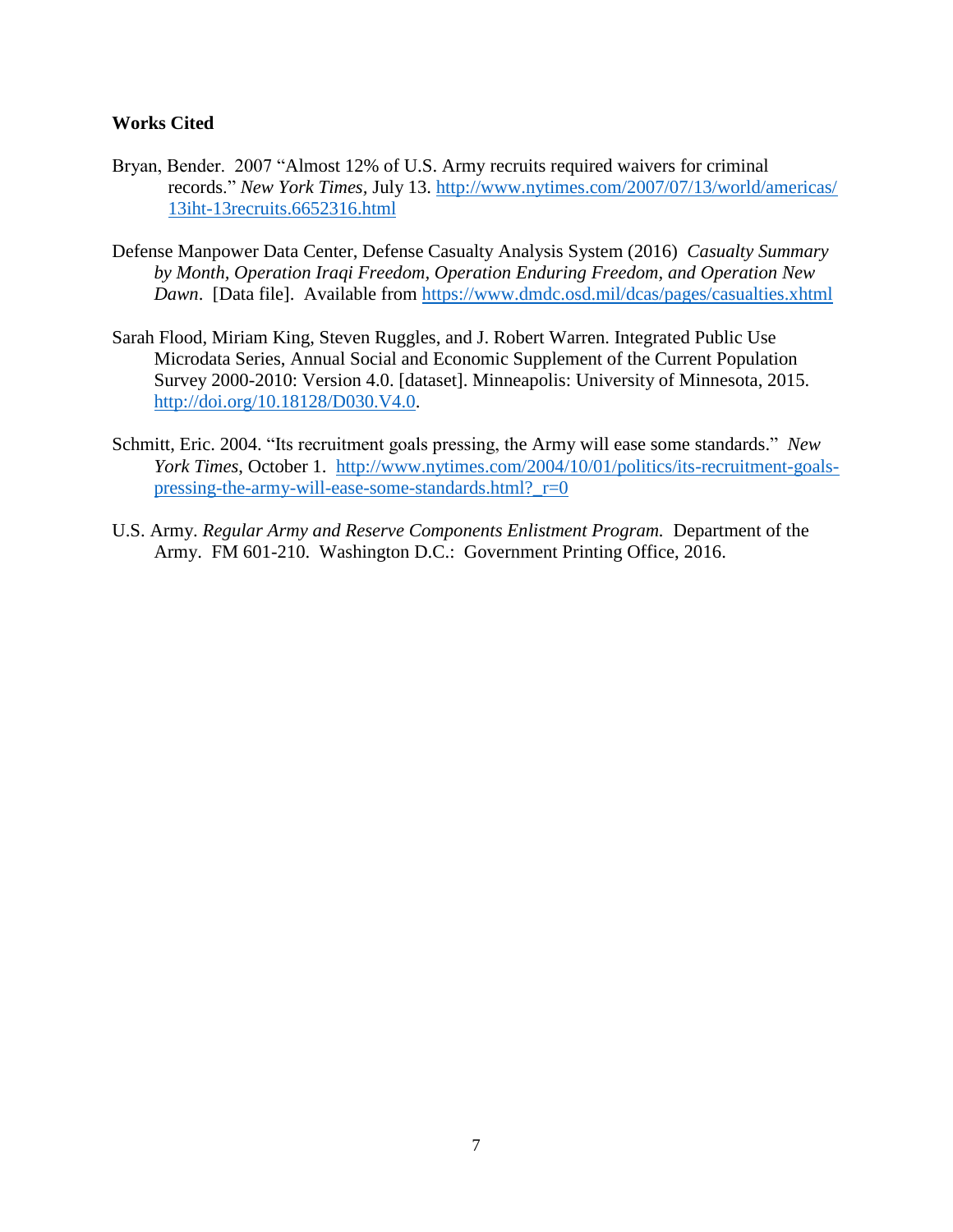**Works Cited**

Bryan, Bender. 2007 "Almost 12% of U.S. Army recruits required waivers for criminal records." *New York Times*, July 13. http://www.nytimes.com/2007/07/13/world/americas/13iht-13recruits.6652316.html

Defense Manpower Data Center, Defense Casualty Analysis System (2016) *Casualty Summary by Month, Operation Iraqi Freedom, Operation Enduring Freedom, and Operation New Dawn*. [Data file]. Available from https://www.dmdc.osd.mil/dcas/pages/casualties.xhtml

Sarah Flood, Miriam King, Steven Ruggles, and J. Robert Warren. Integrated Public Use Microdata Series, Annual Social and Economic Supplement of the Current Population Survey 2000-2010: Version 4.0. [dataset]. Minneapolis: University of Minnesota, 2015. http://doi.org/10.18128/D030.V4.0.

Schmitt, Eric. 2004. "Its recruitment goals pressing, the Army will ease some standards." *New York Times*, October 1. http://www.nytimes.com/2004/10/01/politics/its-recruitment-goals-pressing-the-army-will-ease-some-standards.html?_r=0

U.S. Army. *Regular Army and Reserve Components Enlistment Program.* Department of the Army. FM 601-210. Washington D.C.: Government Printing Office, 2016.